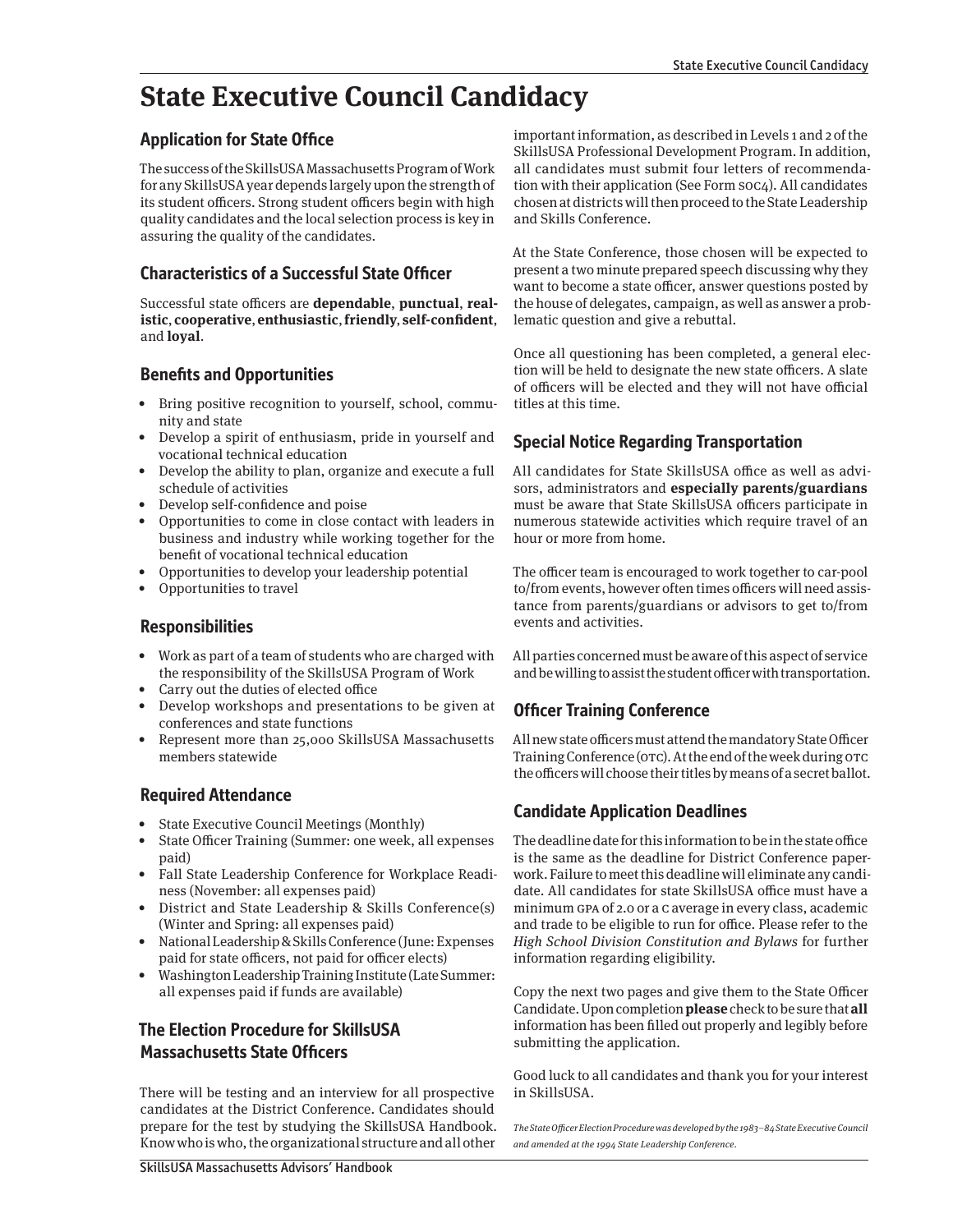# State Executive Council Candidacy

## Application for State Office

The success of the SkillsUSA Massachusetts Program of Work for any SkillsUSA year depends largely upon the strength of its student officers. Strong student officers begin with high quality candidates and the local selection process is key in assuring the quality of the candidates.

## Characteristics of a Successful State Officer

Successful state officers are **dependable**, **punctual**, **realistic**, **cooperative**, **enthusiastic**, **friendly**, **self-confident**, and **loyal**.

## Benefits and Opportunities

- Bring positive recognition to yourself, school, community and state
- Develop a spirit of enthusiasm, pride in yourself and vocational technical education
- Develop the ability to plan, organize and execute a full schedule of activities
- Develop self-confidence and poise
- Opportunities to come in close contact with leaders in business and industry while working together for the benefit of vocational technical education
- Opportunities to develop your leadership potential
- Opportunities to travel

## Responsibilities

- Work as part of a team of students who are charged with the responsibility of the SkillsUSA Program of Work
- Carry out the duties of elected office
- Develop workshops and presentations to be given at conferences and state functions
- Represent more than 25,000 SkillsUSA Massachusetts members statewide

## Required Attendance

- State Executive Council Meetings (Monthly)
- State Officer Training (Summer: one week, all expenses paid)
- Fall State Leadership Conference for Workplace Readiness (November: all expenses paid)
- District and State Leadership & Skills Conference(s) (Winter and Spring: all expenses paid)
- National Leadership & Skills Conference (June: Expenses paid for state officers, not paid for officer elects)
- Washington Leadership Training Institute (Late Summer: all expenses paid if funds are available)

## The Election Procedure for SkillsUSA Massachusetts State Officers

There will be testing and an interview for all prospective candidates at the District Conference. Candidates should prepare for the test by studying the SkillsUSA Handbook. Know who is who, the organizational structure and all other important information, as described in Levels 1 and 2 of the SkillsUSA Professional Development Program. In addition, all candidates must submit four letters of recommendation with their application (See Form SOC4). All candidates chosen at districts will then proceed to the State Leadership and Skills Conference.

At the State Conference, those chosen will be expected to present a two minute prepared speech discussing why they want to become a state officer, answer questions posted by the house of delegates, campaign, as well as answer a problematic question and give a rebuttal.

Once all questioning has been completed, a general election will be held to designate the new state officers. A slate of officers will be elected and they will not have official titles at this time.

## Special Notice Regarding Transportation

All candidates for State SkillsUSA office as well as advisors, administrators and **especially parents/guardians** must be aware that State SkillsUSA officers participate in numerous statewide activities which require travel of an hour or more from home.

The officer team is encouraged to work together to car-pool to/from events, however often times officers will need assistance from parents/guardians or advisors to get to/from events and activities.

All parties concerned must be aware of this aspect of service and be willing to assist the student officer with transportation.

## Officer Training Conference

All new state officers must attend the mandatory State Officer Training Conference (OTC). At the end of the week during OTC the officers will choose their titles by means of a secret ballot.

## Candidate Application Deadlines

The deadline date for this information to be in the state office is the same as the deadline for District Conference paperwork. Failure to meet this deadline will eliminate any candidate. All candidates for state SkillsUSA office must have a minimum GPA of 2.0 or a C average in every class, academic and trade to be eligible to run for office. Please refer to the *High School Division Constitution and Bylaws* for further information regarding eligibility.

Copy the next two pages and give them to the State Officer Candidate. Upon completion **please** check to be sure that **all** information has been filled out properly and legibly before submitting the application.

Good luck to all candidates and thank you for your interest in SkillsUSA.

*The State Officer Election Procedure was developed by the 1983–84 State Executive Council and amended at the 1994 State Leadership Conference.*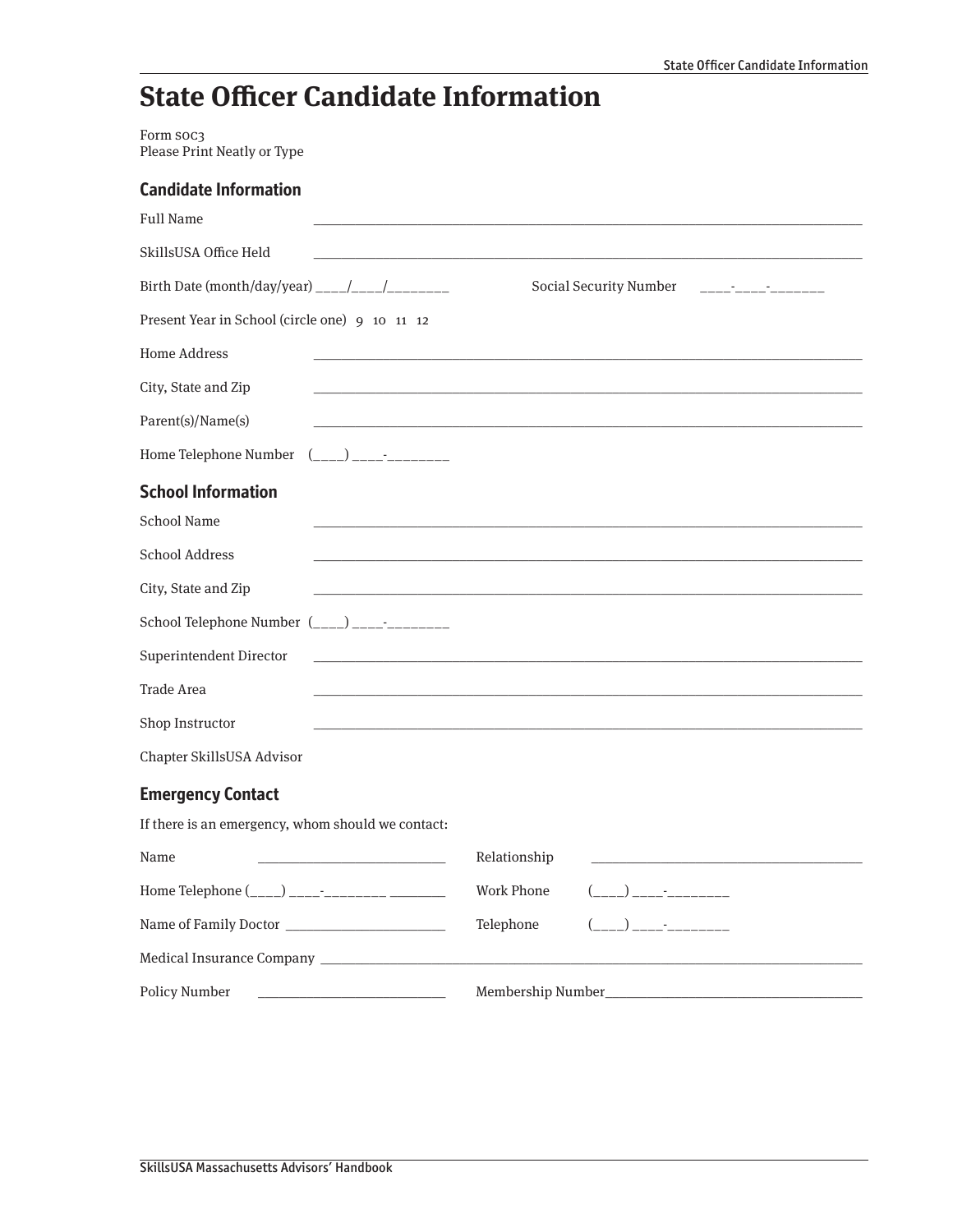# State Officer Candidate Information

Form SOC3
Please Print Neatly or Type

## Candidate Information

Full Name ________________________________________________________________________________

SkillsUSA Office Held ________________________________________________________________________________

Birth Date (month/day/year) ____/____/________ Social Security Number ____-____-_______

Present Year in School (circle one) 9 10 11 12

Home Address ________________________________________________________________________________

City, State and Zip ________________________________________________________________________________

Parent(s)/Name(s) ________________________________________________________________________________

Home Telephone Number (____) ____-________

## School Information

School Name ________________________________________________________________________________

School Address ________________________________________________________________________________

City, State and Zip ________________________________________________________________________________

School Telephone Number (____) ____-________

Superintendent Director ________________________________________________________________________________

Trade Area ________________________________________________________________________________

Shop Instructor ________________________________________________________________________________

Chapter SkillsUSA Advisor

## Emergency Contact

If there is an emergency, whom should we contact:

Name ___________________________ Relationship _______________________________________

Home Telephone (____) ____-________ ________ Work Phone (____) ____-________

Name of Family Doctor _______________________ Telephone (____) ____-________

Medical Insurance Company ________________________________________________________________________________

Policy Number ___________________________ Membership Number_____________________________________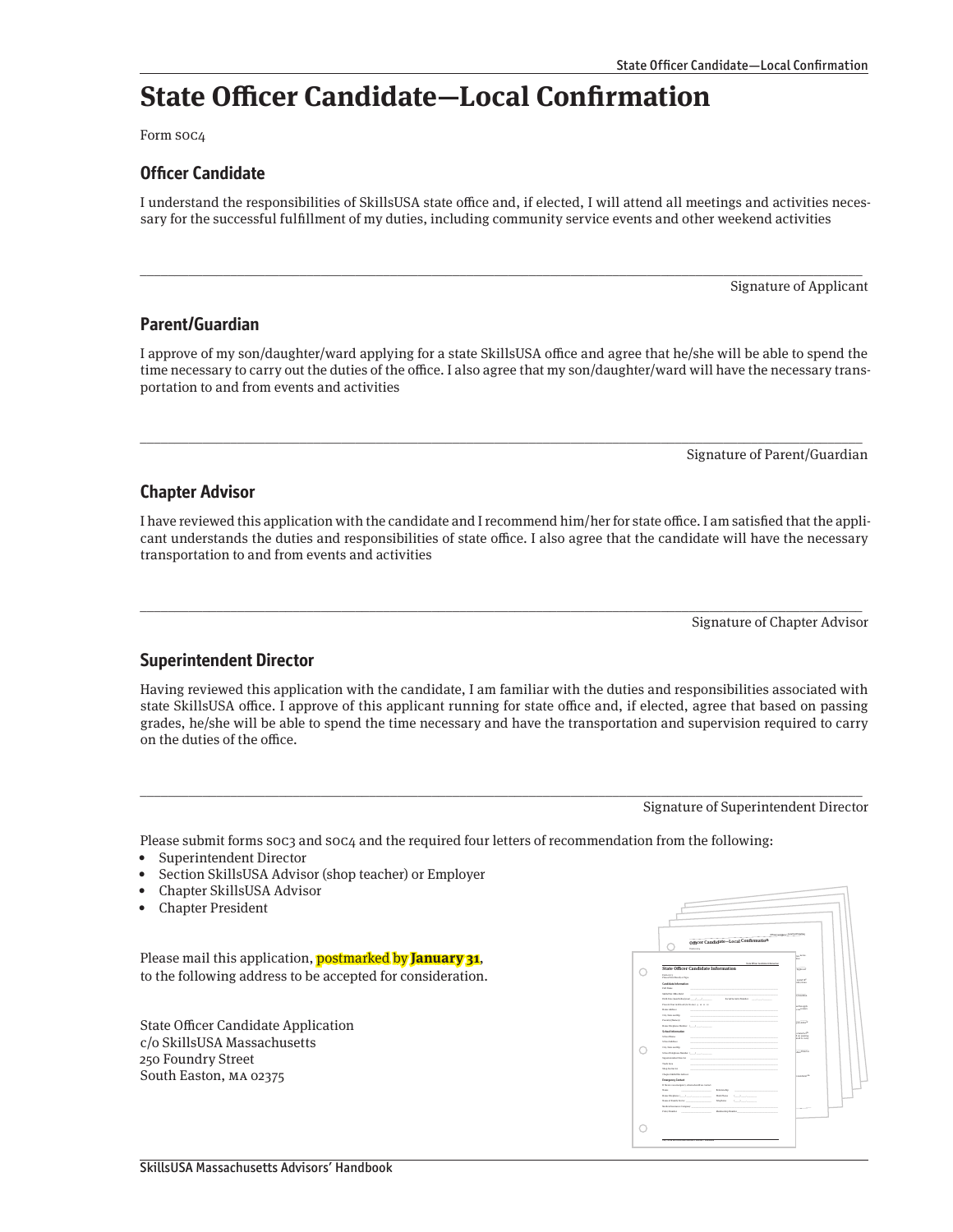# State Officer Candidate—Local Confirmation

Form SOC4

## Officer Candidate

I understand the responsibilities of SkillsUSA state office and, if elected, I will attend all meetings and activities necessary for the successful fulfillment of my duties, including community service events and other weekend activities

______________________________________________________________________________________

Signature of Applicant

## Parent/Guardian

I approve of my son/daughter/ward applying for a state SkillsUSA office and agree that he/she will be able to spend the time necessary to carry out the duties of the office. I also agree that my son/daughter/ward will have the necessary transportation to and from events and activities

______________________________________________________________________________________

Signature of Parent/Guardian

## Chapter Advisor

I have reviewed this application with the candidate and I recommend him/her for state office. I am satisfied that the applicant understands the duties and responsibilities of state office. I also agree that the candidate will have the necessary transportation to and from events and activities

______________________________________________________________________________________

Signature of Chapter Advisor

## Superintendent Director

Having reviewed this application with the candidate, I am familiar with the duties and responsibilities associated with state SkillsUSA office. I approve of this applicant running for state office and, if elected, agree that based on passing grades, he/she will be able to spend the time necessary and have the transportation and supervision required to carry on the duties of the office.

______________________________________________________________________________________

Signature of Superintendent Director

Please submit forms SOC3 and SOC4 and the required four letters of recommendation from the following:

- Superintendent Director
- Section SkillsUSA Advisor (shop teacher) or Employer
- Chapter SkillsUSA Advisor
- Chapter President

Please mail this application, postmarked by **January 31**, to the following address to be accepted for consideration.

State Officer Candidate Application
c/o SkillsUSA Massachusetts
250 Foundry Street
South Easton, MA 02375